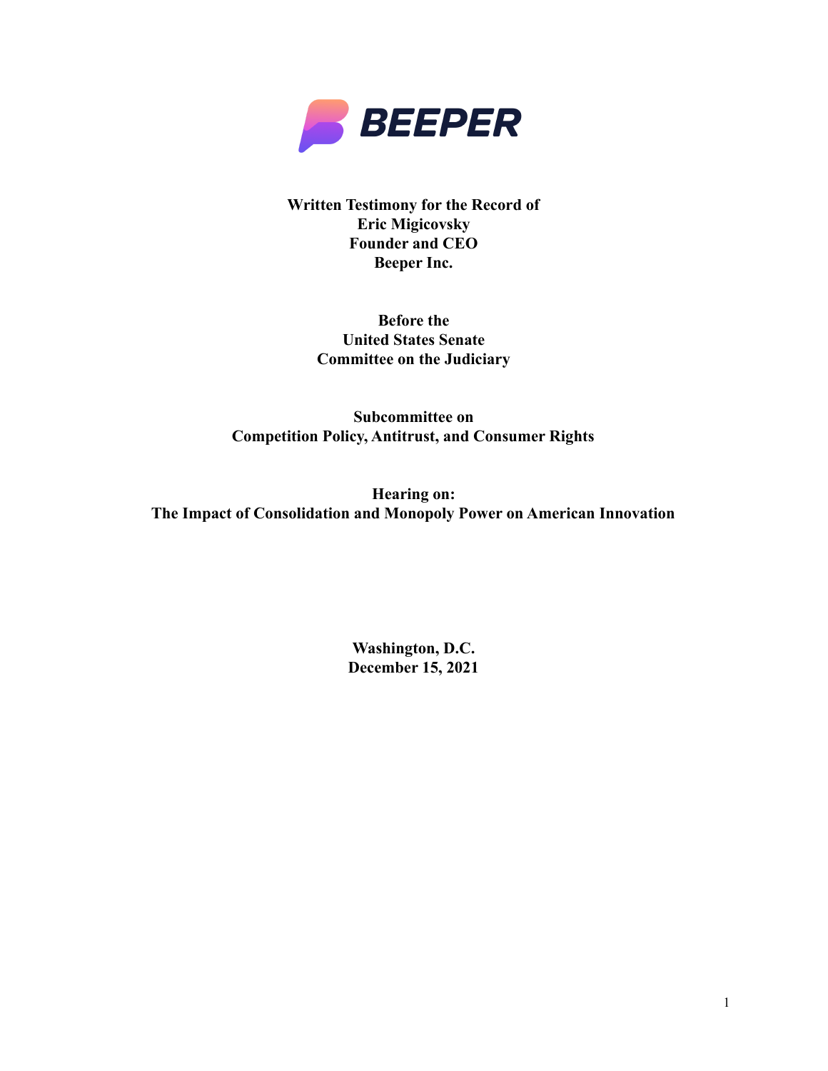**BEEPER**

**Written Testimony for the Record of**
**Eric Migicovsky**
**Founder and CEO**
**Beeper Inc.**

**Before the**
**United States Senate**
**Committee on the Judiciary**

**Subcommittee on**
**Competition Policy, Antitrust, and Consumer Rights**

**Hearing on:**
**The Impact of Consolidation and Monopoly Power on American Innovation**

**Washington, D.C.**
**December 15, 2021**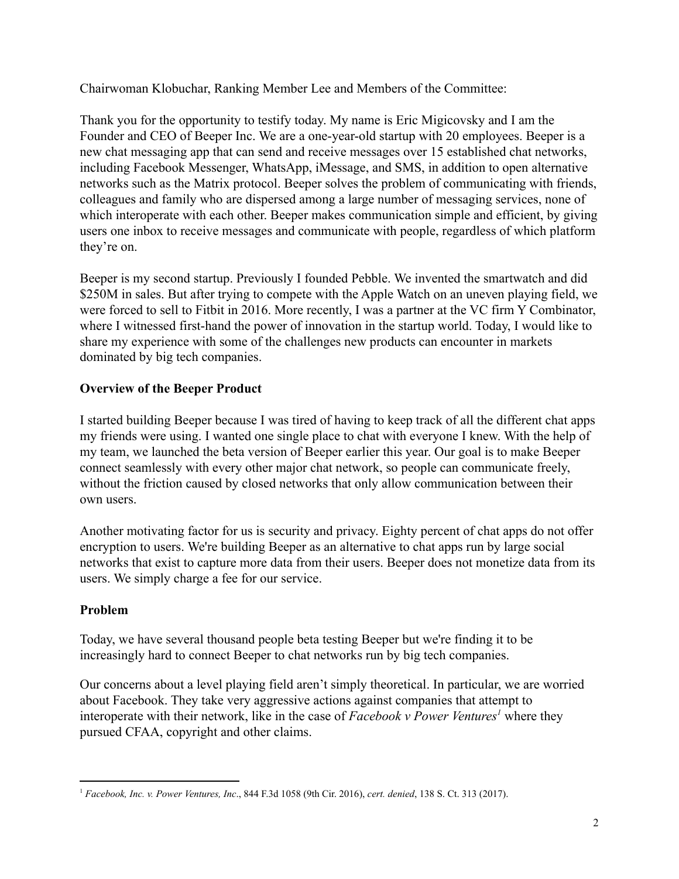Chairwoman Klobuchar, Ranking Member Lee and Members of the Committee:

Thank you for the opportunity to testify today. My name is Eric Migicovsky and I am the Founder and CEO of Beeper Inc. We are a one-year-old startup with 20 employees. Beeper is a new chat messaging app that can send and receive messages over 15 established chat networks, including Facebook Messenger, WhatsApp, iMessage, and SMS, in addition to open alternative networks such as the Matrix protocol. Beeper solves the problem of communicating with friends, colleagues and family who are dispersed among a large number of messaging services, none of which interoperate with each other. Beeper makes communication simple and efficient, by giving users one inbox to receive messages and communicate with people, regardless of which platform they're on.

Beeper is my second startup. Previously I founded Pebble. We invented the smartwatch and did $250M in sales. But after trying to compete with the Apple Watch on an uneven playing field, we were forced to sell to Fitbit in 2016. More recently, I was a partner at the VC firm Y Combinator, where I witnessed first-hand the power of innovation in the startup world. Today, I would like to share my experience with some of the challenges new products can encounter in markets dominated by big tech companies.

**Overview of the Beeper Product**

I started building Beeper because I was tired of having to keep track of all the different chat apps my friends were using. I wanted one single place to chat with everyone I knew. With the help of my team, we launched the beta version of Beeper earlier this year. Our goal is to make Beeper connect seamlessly with every other major chat network, so people can communicate freely, without the friction caused by closed networks that only allow communication between their own users.

Another motivating factor for us is security and privacy. Eighty percent of chat apps do not offer encryption to users. We're building Beeper as an alternative to chat apps run by large social networks that exist to capture more data from their users. Beeper does not monetize data from its users. We simply charge a fee for our service.

**Problem**

Today, we have several thousand people beta testing Beeper but we're finding it to be increasingly hard to connect Beeper to chat networks run by big tech companies.

Our concerns about a level playing field aren't simply theoretical. In particular, we are worried about Facebook. They take very aggressive actions against companies that attempt to interoperate with their network, like in the case of *Facebook v Power Ventures*[1] where they pursued CFAA, copyright and other claims.

---

[1] *Facebook, Inc. v. Power Ventures, Inc*., 844 F.3d 1058 (9th Cir. 2016), *cert. denied*, 138 S. Ct. 313 (2017).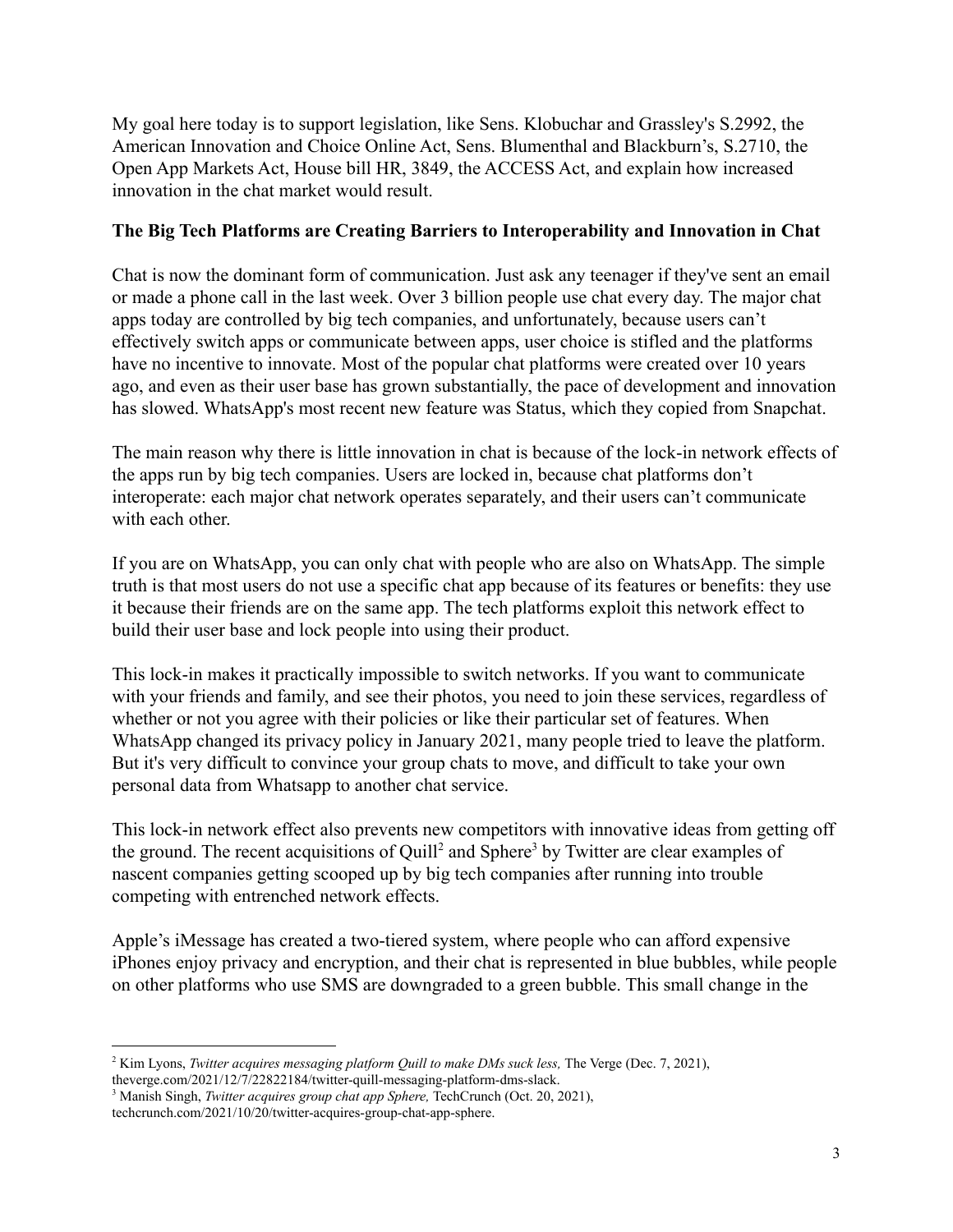My goal here today is to support legislation, like Sens. Klobuchar and Grassley's S.2992, the American Innovation and Choice Online Act, Sens. Blumenthal and Blackburn's, S.2710, the Open App Markets Act, House bill HR, 3849, the ACCESS Act, and explain how increased innovation in the chat market would result.

**The Big Tech Platforms are Creating Barriers to Interoperability and Innovation in Chat**

Chat is now the dominant form of communication. Just ask any teenager if they've sent an email or made a phone call in the last week. Over 3 billion people use chat every day. The major chat apps today are controlled by big tech companies, and unfortunately, because users can't effectively switch apps or communicate between apps, user choice is stifled and the platforms have no incentive to innovate. Most of the popular chat platforms were created over 10 years ago, and even as their user base has grown substantially, the pace of development and innovation has slowed. WhatsApp's most recent new feature was Status, which they copied from Snapchat.

The main reason why there is little innovation in chat is because of the lock-in network effects of the apps run by big tech companies. Users are locked in, because chat platforms don't interoperate: each major chat network operates separately, and their users can't communicate with each other.

If you are on WhatsApp, you can only chat with people who are also on WhatsApp. The simple truth is that most users do not use a specific chat app because of its features or benefits: they use it because their friends are on the same app. The tech platforms exploit this network effect to build their user base and lock people into using their product.

This lock-in makes it practically impossible to switch networks. If you want to communicate with your friends and family, and see their photos, you need to join these services, regardless of whether or not you agree with their policies or like their particular set of features. When WhatsApp changed its privacy policy in January 2021, many people tried to leave the platform. But it's very difficult to convince your group chats to move, and difficult to take your own personal data from Whatsapp to another chat service.

This lock-in network effect also prevents new competitors with innovative ideas from getting off the ground. The recent acquisitions of Quill[2] and Sphere[3] by Twitter are clear examples of nascent companies getting scooped up by big tech companies after running into trouble competing with entrenched network effects.

Apple's iMessage has created a two-tiered system, where people who can afford expensive iPhones enjoy privacy and encryption, and their chat is represented in blue bubbles, while people on other platforms who use SMS are downgraded to a green bubble. This small change in the

---

[2] Kim Lyons, *Twitter acquires messaging platform Quill to make DMs suck less,* The Verge (Dec. 7, 2021), theverge.com/2021/12/7/22822184/twitter-quill-messaging-platform-dms-slack.

[3] Manish Singh, *Twitter acquires group chat app Sphere,* TechCrunch (Oct. 20, 2021), techcrunch.com/2021/10/20/twitter-acquires-group-chat-app-sphere.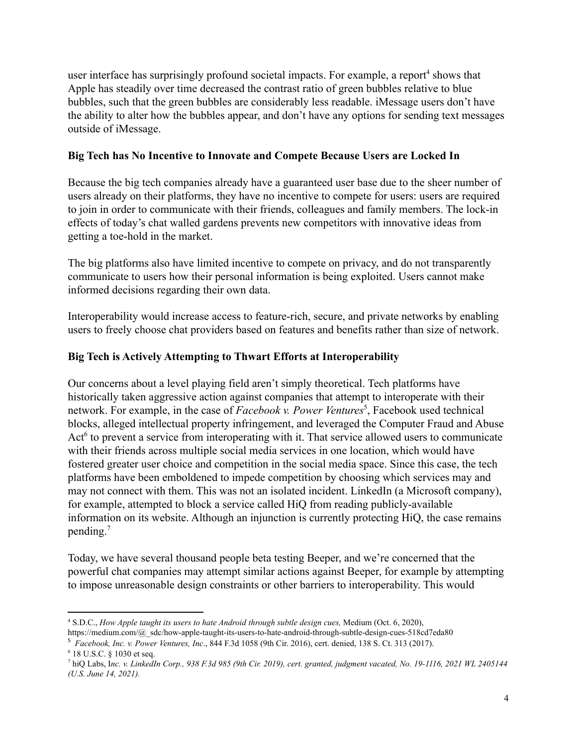user interface has surprisingly profound societal impacts. For example, a report[4] shows that Apple has steadily over time decreased the contrast ratio of green bubbles relative to blue bubbles, such that the green bubbles are considerably less readable. iMessage users don't have the ability to alter how the bubbles appear, and don't have any options for sending text messages outside of iMessage.

**Big Tech has No Incentive to Innovate and Compete Because Users are Locked In**

Because the big tech companies already have a guaranteed user base due to the sheer number of users already on their platforms, they have no incentive to compete for users: users are required to join in order to communicate with their friends, colleagues and family members. The lock-in effects of today's chat walled gardens prevents new competitors with innovative ideas from getting a toe-hold in the market.

The big platforms also have limited incentive to compete on privacy, and do not transparently communicate to users how their personal information is being exploited. Users cannot make informed decisions regarding their own data.

Interoperability would increase access to feature-rich, secure, and private networks by enabling users to freely choose chat providers based on features and benefits rather than size of network.

**Big Tech is Actively Attempting to Thwart Efforts at Interoperability**

Our concerns about a level playing field aren't simply theoretical. Tech platforms have historically taken aggressive action against companies that attempt to interoperate with their network. For example, in the case of *Facebook v. Power Ventures*[5], Facebook used technical blocks, alleged intellectual property infringement, and leveraged the Computer Fraud and Abuse Act[6] to prevent a service from interoperating with it. That service allowed users to communicate with their friends across multiple social media services in one location, which would have fostered greater user choice and competition in the social media space. Since this case, the tech platforms have been emboldened to impede competition by choosing which services may and may not connect with them. This was not an isolated incident. LinkedIn (a Microsoft company), for example, attempted to block a service called HiQ from reading publicly-available information on its website. Although an injunction is currently protecting HiQ, the case remains pending.[7]

Today, we have several thousand people beta testing Beeper, and we're concerned that the powerful chat companies may attempt similar actions against Beeper, for example by attempting to impose unreasonable design constraints or other barriers to interoperability. This would

---

[4] S.D.C., *How Apple taught its users to hate Android through subtle design cues,* Medium (Oct. 6, 2020), https://medium.com/@_sdc/how-apple-taught-its-users-to-hate-android-through-subtle-design-cues-518cd7eda80

[5] *Facebook, Inc. v. Power Ventures, Inc*., 844 F.3d 1058 (9th Cir. 2016), cert. denied, 138 S. Ct. 313 (2017).

[6] 18 U.S.C. § 1030 et seq.

[7] hiQ Labs, I*nc. v. LinkedIn Corp., 938 F.3d 985 (9th Cir. 2019), cert. granted, judgment vacated, No. 19-1116, 2021 WL 2405144 (U.S. June 14, 2021).*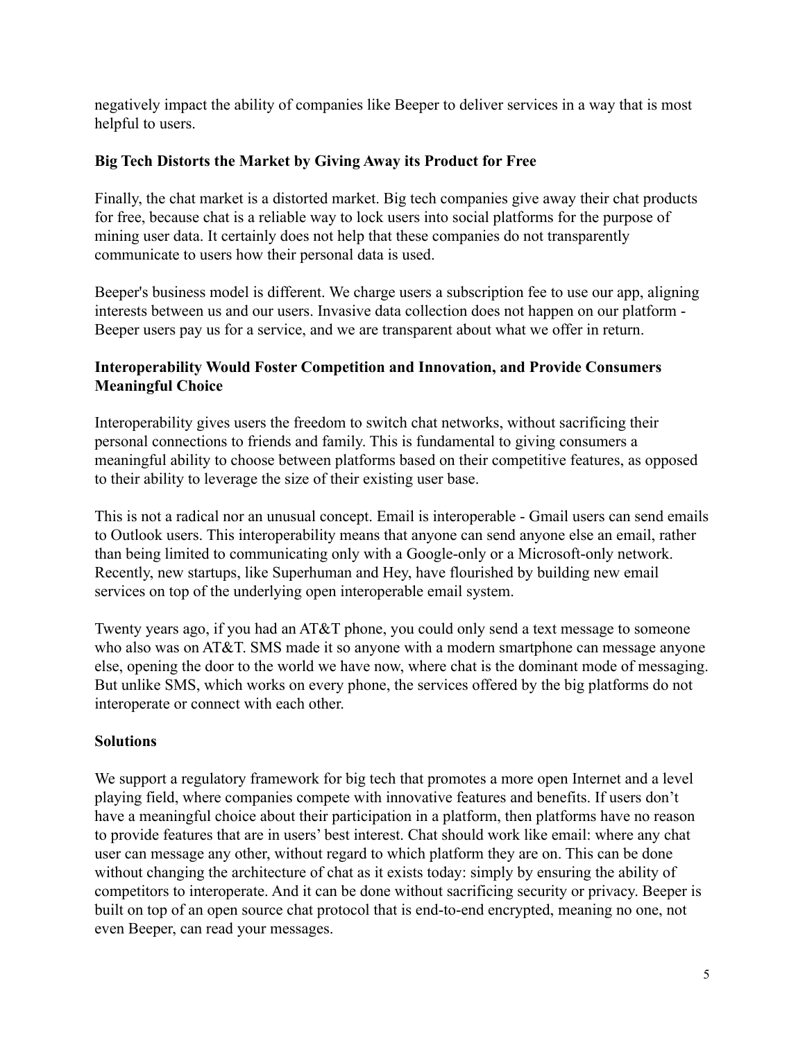negatively impact the ability of companies like Beeper to deliver services in a way that is most helpful to users.

**Big Tech Distorts the Market by Giving Away its Product for Free**

Finally, the chat market is a distorted market. Big tech companies give away their chat products for free, because chat is a reliable way to lock users into social platforms for the purpose of mining user data. It certainly does not help that these companies do not transparently communicate to users how their personal data is used.

Beeper's business model is different. We charge users a subscription fee to use our app, aligning interests between us and our users. Invasive data collection does not happen on our platform - Beeper users pay us for a service, and we are transparent about what we offer in return.

**Interoperability Would Foster Competition and Innovation, and Provide Consumers Meaningful Choice**

Interoperability gives users the freedom to switch chat networks, without sacrificing their personal connections to friends and family. This is fundamental to giving consumers a meaningful ability to choose between platforms based on their competitive features, as opposed to their ability to leverage the size of their existing user base.

This is not a radical nor an unusual concept. Email is interoperable - Gmail users can send emails to Outlook users. This interoperability means that anyone can send anyone else an email, rather than being limited to communicating only with a Google-only or a Microsoft-only network. Recently, new startups, like Superhuman and Hey, have flourished by building new email services on top of the underlying open interoperable email system.

Twenty years ago, if you had an AT&T phone, you could only send a text message to someone who also was on AT&T. SMS made it so anyone with a modern smartphone can message anyone else, opening the door to the world we have now, where chat is the dominant mode of messaging. But unlike SMS, which works on every phone, the services offered by the big platforms do not interoperate or connect with each other.

**Solutions**

We support a regulatory framework for big tech that promotes a more open Internet and a level playing field, where companies compete with innovative features and benefits. If users don't have a meaningful choice about their participation in a platform, then platforms have no reason to provide features that are in users' best interest. Chat should work like email: where any chat user can message any other, without regard to which platform they are on. This can be done without changing the architecture of chat as it exists today: simply by ensuring the ability of competitors to interoperate. And it can be done without sacrificing security or privacy. Beeper is built on top of an open source chat protocol that is end-to-end encrypted, meaning no one, not even Beeper, can read your messages.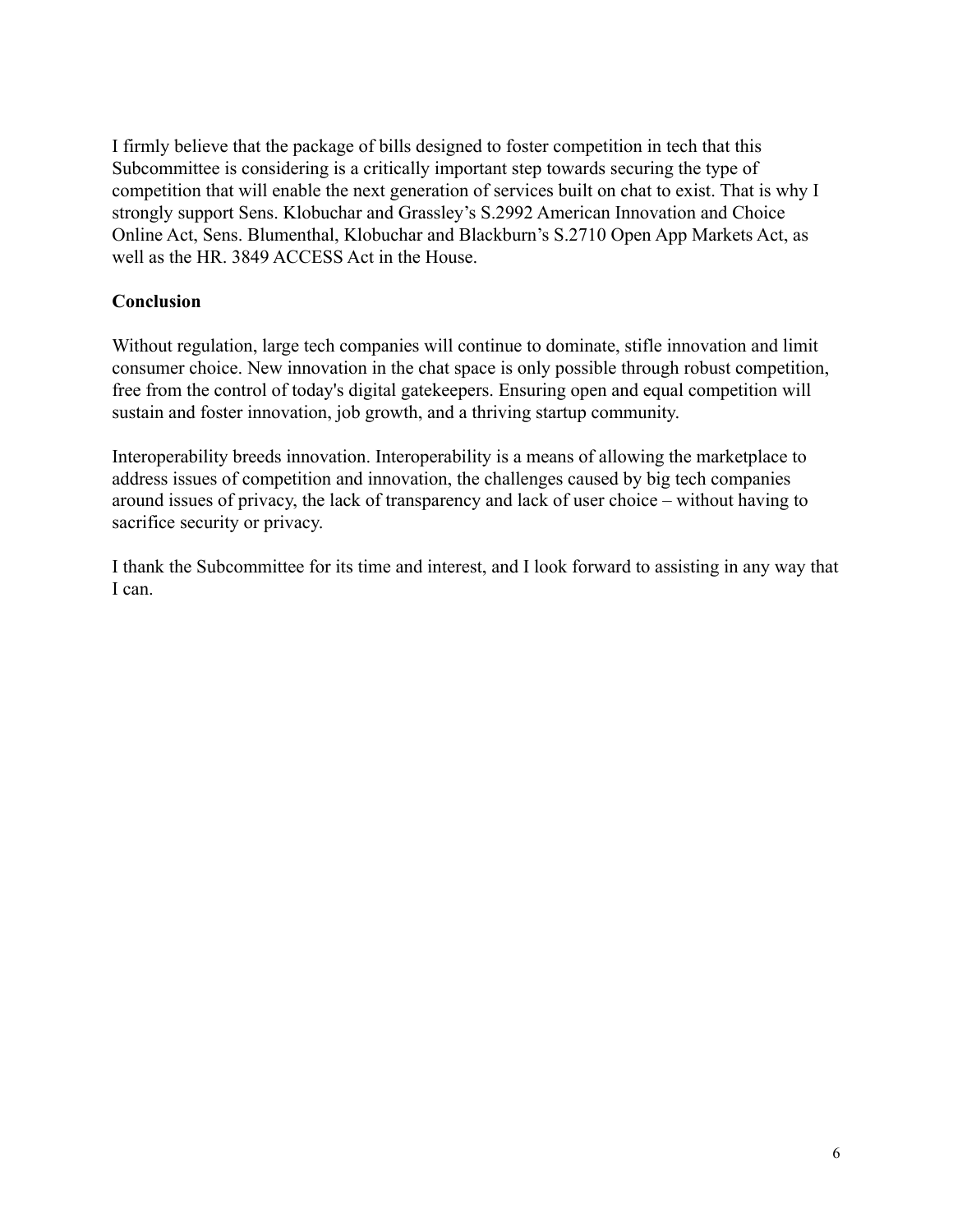I firmly believe that the package of bills designed to foster competition in tech that this Subcommittee is considering is a critically important step towards securing the type of competition that will enable the next generation of services built on chat to exist. That is why I strongly support Sens. Klobuchar and Grassley's S.2992 American Innovation and Choice Online Act, Sens. Blumenthal, Klobuchar and Blackburn's S.2710 Open App Markets Act, as well as the HR. 3849 ACCESS Act in the House.

**Conclusion**

Without regulation, large tech companies will continue to dominate, stifle innovation and limit consumer choice. New innovation in the chat space is only possible through robust competition, free from the control of today's digital gatekeepers. Ensuring open and equal competition will sustain and foster innovation, job growth, and a thriving startup community.

Interoperability breeds innovation. Interoperability is a means of allowing the marketplace to address issues of competition and innovation, the challenges caused by big tech companies around issues of privacy, the lack of transparency and lack of user choice – without having to sacrifice security or privacy.

I thank the Subcommittee for its time and interest, and I look forward to assisting in any way that I can.